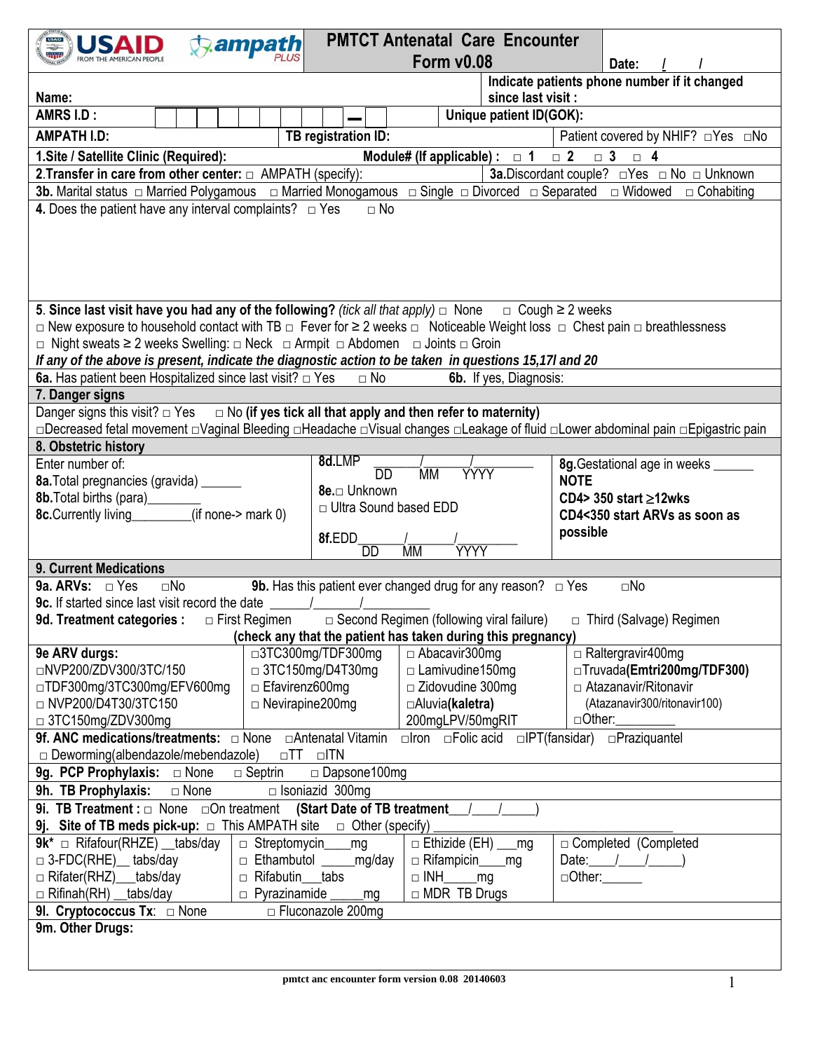USAID FROM THE AMERICAN PEOPLE ampath PLUS

# PMTCT Antenatal Care Encounter Form v0.08

**Date:** / /

**Name:**

**Indicate patients phone number if it changed since last visit :**

**AMRS I.D :** ▬

**Unique patient ID(GOK):**

**AMPATH I.D:**

**TB registration ID:**

Patient covered by NHIF? □Yes □No

**1.Site / Satellite Clinic (Required):** **Module# (If applicable) :** □ **1** □ **2** □ **3** □ **4**

**2.Transfer in care from other center:** □ AMPATH (specify):

**3a.**Discordant couple? □Yes □ No □ Unknown

**3b.** Marital status □ Married Polygamous □ Married Monogamous □ Single □ Divorced □ Separated □ Widowed □ Cohabiting

**4.** Does the patient have any interval complaints? □ Yes □ No

**5. Since last visit have you had any of the following?** *(tick all that apply)* □ None □ Cough ≥ 2 weeks
□ New exposure to household contact with TB □ Fever for ≥ 2 weeks □ Noticeable Weight loss □ Chest pain □ breathlessness
□ Night sweats ≥ 2 weeks Swelling: □ Neck □ Armpit □ Abdomen □ Joints □ Groin

***If any of the above is present, indicate the diagnostic action to be taken in questions 15,17l and 20***

**6a.** Has patient been Hospitalized since last visit? □ Yes □ No **6b.** If yes, Diagnosis:

## 7. Danger signs

Danger signs this visit? □ Yes □ No **(if yes tick all that apply and then refer to maternity)**
□Decreased fetal movement □Vaginal Bleeding □Headache □Visual changes □Leakage of fluid □Lower abdominal pain □Epigastric pain

## 8. Obstetric history

| Enter number of: | **8d.**LMP ______/______/__________ (DD MM YYYY) | **8g.**Gestational age in weeks ______ |
|---|---|---|
| **8a.**Total pregnancies (gravida) ______ | **8e.**□ Unknown | **NOTE** |
| **8b.**Total births (para)________ | □ Ultra Sound based EDD | **CD4> 350 start ≥12wks** |
| **8c.**Currently living________(if none-> mark 0) | **8f.**EDD______/______/__________ (DD MM YYYY) | **CD4<350 start ARVs as soon as possible** |

## 9. Current Medications

**9a. ARVs:** □ Yes □No **9b.** Has this patient ever changed drug for any reason? □ Yes □No

**9c.** If started since last visit record the date ______/______/__________

**9d. Treatment categories :** □ First Regimen □ Second Regimen (following viral failure) □ Third (Salvage) Regimen

**(check any that the patient has taken during this pregnancy)**

| **9e ARV durgs:** | □3TC300mg/TDF300mg | □ Abacavir300mg | □ Raltergravir400mg |
|---|---|---|---|
| □NVP200/ZDV300/3TC/150 | □ 3TC150mg/D4T30mg | □ Lamivudine150mg | □Truvada**(Emtri200mg/TDF300)** |
| □TDF300mg/3TC300mg/EFV600mg | □ Efavirenz600mg | □ Zidovudine 300mg | □ Atazanavir/Ritonavir (Atazanavir300/ritonavir100) |
| □ NVP200/D4T30/3TC150 | □ Nevirapine200mg | □Aluvia**(kaletra)** 200mgLPV/50mgRIT | □Other:_________ |
| □ 3TC150mg/ZDV300mg | | | |

**9f. ANC medications/treatments:** □ None □Antenatal Vitamin □Iron □Folic acid □IPT(fansidar) □Praziquantel
□ Deworming(albendazole/mebendazole) □TT □ITN

**9g. PCP Prophylaxis:** □ None □ Septrin □ Dapsone100mg

**9h. TB Prophylaxis:** □ None □ Isoniazid 300mg

**9i. TB Treatment :** □ None □On treatment **(Start Date of TB treatment___/____/_____)**

**9j. Site of TB meds pick-up:** □ This AMPATH site □ Other (specify)________________________________

| **9k*** □ Rifafour(RHZE) __tabs/day | □ Streptomycin____mg | □ Ethizide (EH) ___mg | □ Completed (Completed Date:____/____/_____) |
|---|---|---|---|
| □ 3-FDC(RHE)__ tabs/day | □ Ethambutol _____mg/day | □ Rifampicin____mg | □Other:______ |
| □ Rifater(RHZ)___tabs/day | □ Rifabutin___tabs | □ INH_____mg | |
| □ Rifinah(RH) __tabs/day | □ Pyrazinamide _____mg | □ MDR TB Drugs | |

**9l. Cryptococcus Tx**: □ None □ Fluconazole 200mg

**9m. Other Drugs:**

pmtct anc encounter form version 0.08 20140603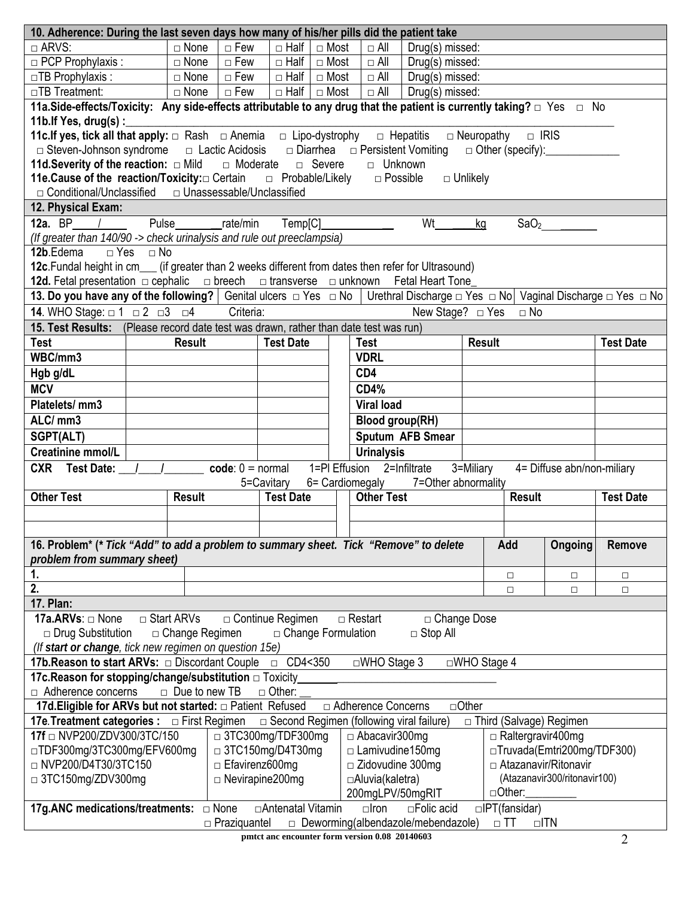| 10. Adherence: During the last seven days how many of his/her pills did the patient take | | | | | | |
|---|---|---|---|---|---|---|
| □ ARVS: | □ None | □ Few | □ Half | □ Most | □ All | Drug(s) missed: |
| □ PCP Prophylaxis : | □ None | □ Few | □ Half | □ Most | □ All | Drug(s) missed: |
| □TB Prophylaxis : | □ None | □ Few | □ Half | □ Most | □ All | Drug(s) missed: |
| □TB Treatment: | □ None | □ Few | □ Half | □ Most | □ All | Drug(s) missed: |

**11a.Side-effects/Toxicity: Any side-effects attributable to any drug that the patient is currently taking?** □ Yes □ No

**11b.If Yes, drug(s) :**_______________________________________________

**11c.If yes, tick all that apply:** □ Rash □ Anemia □ Lipo-dystrophy □ Hepatitis □ Neuropathy □ IRIS
□ Steven-Johnson syndrome □ Lactic Acidosis □ Diarrhea □ Persistent Vomiting □ Other (specify):_____________

**11d.Severity of the reaction:** □ Mild □ Moderate □ Severe □ Unknown

**11e.Cause of the reaction/Toxicity:**□ Certain □ Probable/Likely □ Possible □ Unlikely
□ Conditional/Unclassified □ Unassessable/Unclassified

**12. Physical Exam:**

**12a.** BP____/_____ Pulse________rate/min Temp[C]_____________ Wt______kg $SaO_2$__________

*(If greater than 140/90 -> check urinalysis and rule out preeclampsia)*

**12b**.Edema □ Yes □ No

**12c**.Fundal height in cm___ (if greater than 2 weeks different from dates then refer for Ultrasound)

**12d.** Fetal presentation □ cephalic □ breech □ transverse □ unknown Fetal Heart Tone_

**13. Do you have any of the following?** | Genital ulcers □ Yes □ No | Urethral Discharge □ Yes □ No | Vaginal Discharge □ Yes □ No

**14**. WHO Stage: □ 1 □ 2 □3 □4 Criteria: New Stage? □ Yes □ No

**15. Test Results:** (Please record date test was drawn, rather than date test was run)

| Test | Result | Test Date | | Test | Result | Test Date |
|---|---|---|---|---|---|---|
| **WBC/mm3** | | | | **VDRL** | | |
| **Hgb g/dL** | | | | **CD4** | | |
| **MCV** | | | | **CD4%** | | |
| **Platelets/ mm3** | | | | **Viral load** | | |
| **ALC/ mm3** | | | | **Blood group(RH)** | | |
| **SGPT(ALT)** | | | | **Sputum AFB Smear** | | |
| **Creatinine mmol/L** | | | | **Urinalysis** | | |

**CXR Test Date:** ___/____/_______ **code**: 0 = normal 1=Pl Effusion 2=Infiltrate 3=Miliary 4= Diffuse abn/non-miliary 5=Cavitary 6= Cardiomegaly 7=Other abnormality

| Other Test | Result | Test Date | | Other Test | Result | Test Date |
|---|---|---|---|---|---|---|
| | | | | | | |
| | | | | | | |

| 16. Problem* (* *Tick "Add" to add a problem to summary sheet. Tick "Remove" to delete problem from summary sheet)* | | Add | Ongoing | Remove |
|---|---|---|---|---|
| **1.** | | □ | □ | □ |
| **2.** | | □ | □ | □ |

**17. Plan:**

**17a.ARVs**: □ None □ Start ARVs □ Continue Regimen □ Restart □ Change Dose
□ Drug Substitution □ Change Regimen □ Change Formulation □ Stop All
*(If **start or change**, tick new regimen on question 15e)*

**17b.Reason to start ARVs:** □ Discordant Couple □ CD4<350 □WHO Stage 3 □WHO Stage 4

**17c.Reason for stopping/change/substitution** □ Toxicity_____________________________________
□ Adherence concerns □ Due to new TB □ Other: __

**17d.Eligible for ARVs but not started:** □ Patient Refused □ Adherence Concerns □Other

**17e.Treatment categories :** □ First Regimen □ Second Regimen (following viral failure) □ Third (Salvage) Regimen

| **17f** □ NVP200/ZDV300/3TC/150 | □ 3TC300mg/TDF300mg | □ Abacavir300mg | □ Raltergravir400mg |
|---|---|---|---|
| □TDF300mg/3TC300mg/EFV600mg | □ 3TC150mg/D4T30mg | □ Lamivudine150mg | □Truvada(Emtri200mg/TDF300) |
| □ NVP200/D4T30/3TC150 | □ Efavirenz600mg | □ Zidovudine 300mg | □ Atazanavir/Ritonavir (Atazanavir300/ritonavir100) |
| □ 3TC150mg/ZDV300mg | □ Nevirapine200mg | □Aluvia(kaletra) 200mgLPV/50mgRIT | □Other:_________ |

**17g.ANC medications/treatments:** □ None □Antenatal Vitamin □Iron □Folic acid □IPT(fansidar)
□ Praziquantel □ Deworming(albendazole/mebendazole) □ TT □ITN

**pmtct anc encounter form version 0.08 20140603**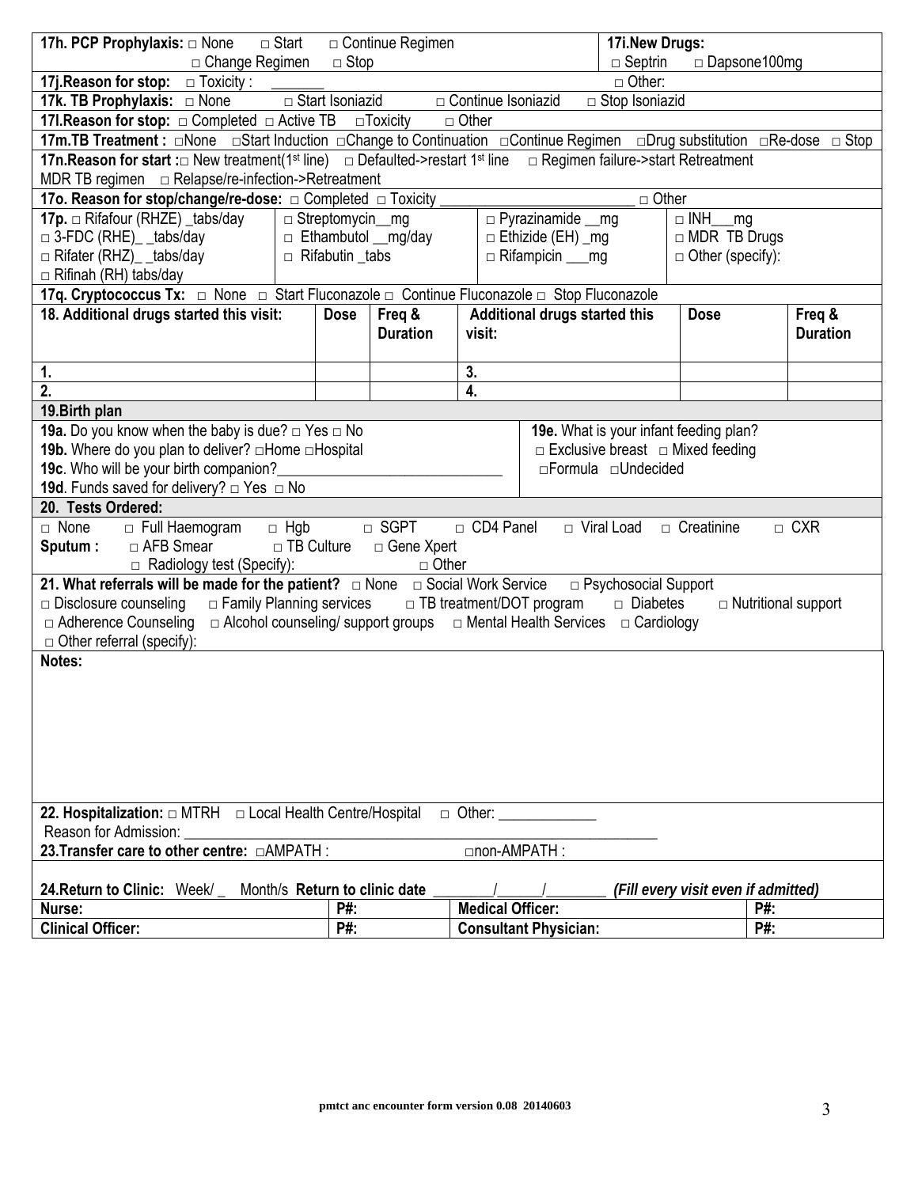**17h. PCP Prophylaxis:** □ None □ Start □ Continue Regimen □ Change Regimen □ Stop

**17i.New Drugs:** □ Septrin □ Dapsone100mg

**17j.Reason for stop:** □ Toxicity : _______ □ Other:

**17k. TB Prophylaxis:** □ None □ Start Isoniazid □ Continue Isoniazid □ Stop Isoniazid

**17l.Reason for stop:** □ Completed □ Active TB □Toxicity □ Other

**17m.TB Treatment :** □None □Start Induction □Change to Continuation □Continue Regimen □Drug substitution □Re-dose □ Stop

**17n.Reason for start :**□ New treatment(1st line) □ Defaulted->restart 1st line □ Regimen failure->start Retreatment MDR TB regimen □ Relapse/re-infection->Retreatment

**17o. Reason for stop/change/re-dose:** □ Completed □ Toxicity ________________________ □ Other

| | | | |
|---|---|---|---|
| **17p.** □ Rifafour (RHZE) _tabs/day | □ Streptomycin__mg | □ Pyrazinamide __mg | □ INH___mg |
| □ 3-FDC (RHE)_ _tabs/day | □ Ethambutol __mg/day | □ Ethizide (EH) _mg | □ MDR TB Drugs |
| □ Rifater (RHZ)_ _tabs/day | □ Rifabutin _tabs | □ Rifampicin ___mg | □ Other (specify): |
| □ Rifinah (RH) tabs/day | | | |

**17q. Cryptococcus Tx:** □ None □ Start Fluconazole □ Continue Fluconazole □ Stop Fluconazole

| 18. Additional drugs started this visit: | Dose | Freq & Duration | Additional drugs started this visit: | Dose | Freq & Duration |
|---|---|---|---|---|---|
| 1. | | | 3. | | |
| 2. | | | 4. | | |

## 19.Birth plan

**19a.** Do you know when the baby is due? □ Yes □ No

**19b.** Where do you plan to deliver? □Home □Hospital

**19c**. Who will be your birth companion?______________________________

**19d**. Funds saved for delivery? □ Yes □ No

**19e.** What is your infant feeding plan?
□ Exclusive breast □ Mixed feeding
□Formula □Undecided

## 20. Tests Ordered:

□ None □ Full Haemogram □ Hgb □ SGPT □ CD4 Panel □ Viral Load □ Creatinine □ CXR

**Sputum :** □ AFB Smear □ TB Culture □ Gene Xpert
□ Radiology test (Specify): □ Other

**21. What referrals will be made for the patient?** □ None □ Social Work Service □ Psychosocial Support
□ Disclosure counseling □ Family Planning services □ TB treatment/DOT program □ Diabetes □ Nutritional support
□ Adherence Counseling □ Alcohol counseling/ support groups □ Mental Health Services □ Cardiology
□ Other referral (specify):

**Notes:**

**22. Hospitalization:** □ MTRH □ Local Health Centre/Hospital □ Other: _____________
Reason for Admission: _______________________________________________________________

**23.Transfer care to other centre:** □AMPATH : □non-AMPATH :

**24.Return to Clinic:** Week/ _ Month/s **Return to clinic date** ________/______/________ ***(Fill every visit even if admitted)***

| | | | |
|---|---|---|---|
| **Nurse:** | **P#:** | **Medical Officer:** | **P#:** |
| **Clinical Officer:** | **P#:** | **Consultant Physician:** | **P#:** |

**pmtct anc encounter form version 0.08 20140603**